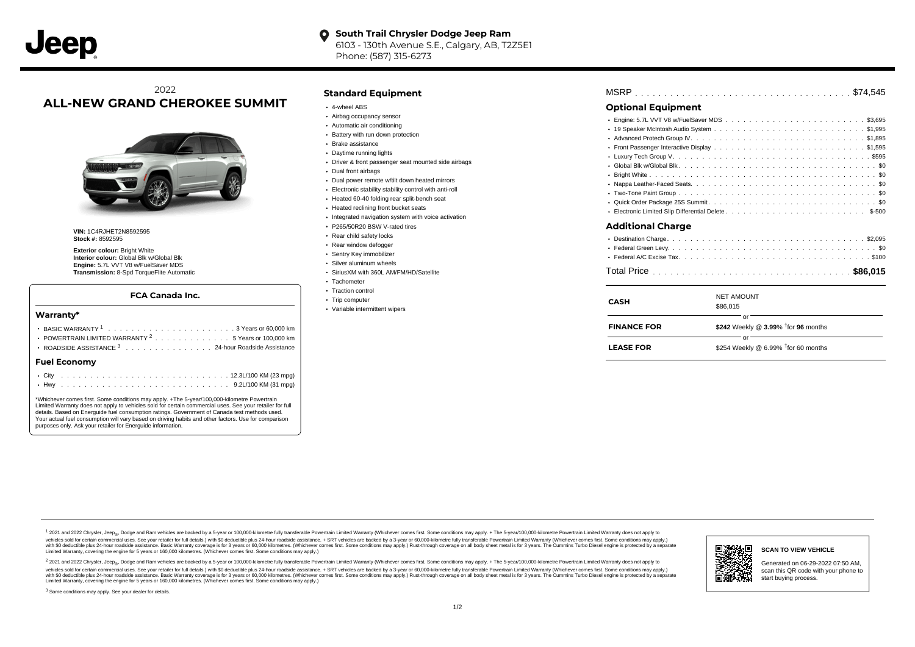**South Trail Chrysler Dodge Jeep Ram**
6103 - 130th Avenue S.E., Calgary, AB, T2Z5E1
Phone: (587) 315-6273

2022
# ALL-NEW GRAND CHEROKEE SUMMIT

**VIN:** 1C4RJHET2N8592595
**Stock #:** 8592595

**Exterior colour:** Bright White
**Interior colour:** Global Blk w/Global Blk
**Engine:** 5.7L VVT V8 w/FuelSaver MDS
**Transmission:** 8-Spd TorqueFlite Automatic

### FCA Canada Inc.

#### Warranty*

- BASIC WARRANTY [1] . . . . . 3 Years or 60,000 km
- POWERTRAIN LIMITED WARRANTY [2] . . . . . 5 Years or 100,000 km
- ROADSIDE ASSISTANCE [3] . . . . . 24-hour Roadside Assistance

#### Fuel Economy

- City . . . . . 12.3L/100 KM (23 mpg)
- Hwy . . . . . 9.2L/100 KM (31 mpg)

*Whichever comes first. Some conditions may apply. +The 5-year/100,000-kilometre Powertrain Limited Warranty does not apply to vehicles sold for certain commercial uses. See your retailer for full details. Based on Energuide fuel consumption ratings. Government of Canada test methods used. Your actual fuel consumption will vary based on driving habits and other factors. Use for comparison purposes only. Ask your retailer for Energuide information.

## Standard Equipment

- 4-wheel ABS
- Airbag occupancy sensor
- Automatic air conditioning
- Battery with run down protection
- Brake assistance
- Daytime running lights
- Driver & front passenger seat mounted side airbags
- Dual front airbags
- Dual power remote w/tilt down heated mirrors
- Electronic stability stability control with anti-roll
- Heated 60-40 folding rear split-bench seat
- Heated reclining front bucket seats
- Integrated navigation system with voice activation
- P265/50R20 BSW V-rated tires
- Rear child safety locks
- Rear window defogger
- Sentry Key immobilizer
- Silver aluminum wheels
- SiriusXM with 360L AM/FM/HD/Satellite
- Tachometer
- Traction control
- Trip computer
- Variable intermittent wipers

MSRP . . . . . $74,545

## Optional Equipment

- Engine: 5.7L VVT V8 w/FuelSaver MDS . . . . . $3,695
- 19 Speaker McIntosh Audio System . . . . . $1,995
- Advanced Protech Group IV . . . . . $1,895
- Front Passenger Interactive Display . . . . . $1,595
- Luxury Tech Group V . . . . . $595
- Global Blk w/Global Blk . . . . . $0
- Bright White . . . . . $0
- Nappa Leather-Faced Seats . . . . . $0
- Two-Tone Paint Group . . . . . $0
- Quick Order Package 25S Summit . . . . . $0
- Electronic Limited Slip Differential Delete . . . . . $-500

## Additional Charge

- Destination Charge . . . . . $2,095
- Federal Green Levy . . . . . $0
- Federal A/C Excise Tax . . . . . $100

Total Price . . . . . **$86,015**

| | |
|---|---|
| **CASH** | NET AMOUNT $86,015 |
| | or |
| **FINANCE FOR** | **$242** Weekly @ **3.99**% †for **96** months |
| | or |
| **LEASE FOR** | $254 Weekly @ 6.99% †for 60 months |

[1] 2021 and 2022 Chrysler, Jeep®, Dodge and Ram vehicles are backed by a 5-year or 100,000-kilometre fully transferable Powertrain Limited Warranty (Whichever comes first. Some conditions may apply. + The 5-year/100,000-kilometre Powertrain Limited Warranty does not apply to vehicles sold for certain commercial uses. See your retailer for full details.) with $0 deductible plus 24-hour roadside assistance. + SRT vehicles are backed by a 3-year or 60,000-kilometre fully transferable Powertrain Limited Warranty (Whichever comes first. Some conditions may apply.) with $0 deductible plus 24-hour roadside assistance. Basic Warranty coverage is for 3 years or 60,000 kilometres. (Whichever comes first. Some conditions may apply.) Rust-through coverage on all body sheet metal is for 3 years. The Cummins Turbo Diesel engine is protected by a separate Limited Warranty, covering the engine for 5 years or 160,000 kilometres. (Whichever comes first. Some conditions may apply.)

[2] 2021 and 2022 Chrysler, Jeep®, Dodge and Ram vehicles are backed by a 5-year or 100,000-kilometre fully transferable Powertrain Limited Warranty (Whichever comes first. Some conditions may apply. + The 5-year/100,000-kilometre Powertrain Limited Warranty does not apply to vehicles sold for certain commercial uses. See your retailer for full details.) with $0 deductible plus 24-hour roadside assistance. + SRT vehicles are backed by a 3-year or 60,000-kilometre fully transferable Powertrain Limited Warranty (Whichever comes first. Some conditions may apply.) with $0 deductible plus 24-hour roadside assistance. Basic Warranty coverage is for 3 years or 60,000 kilometres. (Whichever comes first. Some conditions may apply.) Rust-through coverage on all body sheet metal is for 3 years. The Cummins Turbo Diesel engine is protected by a separate Limited Warranty, covering the engine for 5 years or 160,000 kilometres. (Whichever comes first. Some conditions may apply.)

[3] Some conditions may apply. See your dealer for details.

**SCAN TO VIEW VEHICLE**

Generated on 06-29-2022 07:50 AM, scan this QR code with your phone to start buying process.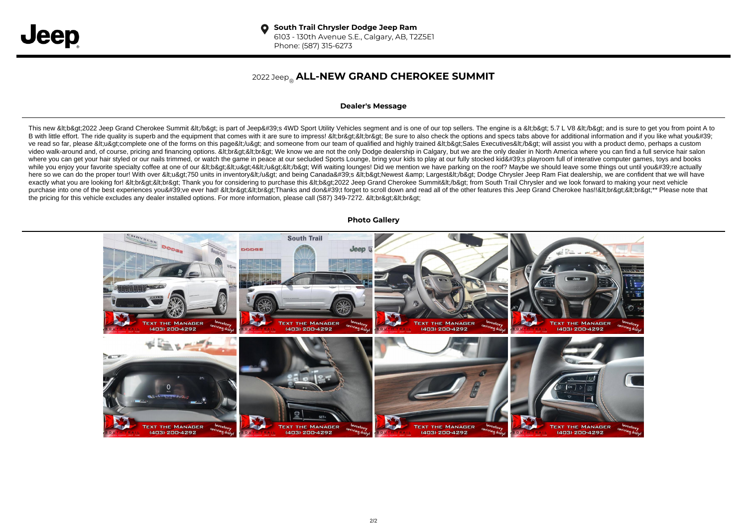**South Trail Chrysler Dodge Jeep Ram**
6103 - 130th Avenue S.E., Calgary, AB, T2Z5E1
Phone: (587) 315-6273

# 2022 Jeep® ALL-NEW GRAND CHEROKEE SUMMIT

## Dealer's Message

This new &lt;b&gt;2022 Jeep Grand Cherokee Summit &lt;/b&gt; is part of Jeep&#39;s 4WD Sport Utility Vehicles segment and is one of our top sellers. The engine is a &lt;b&gt; 5.7 L V8 &lt;/b&gt; and is sure to get you from point A to B with little effort. The ride quality is superb and the equipment that comes with it are sure to impress! &lt;br&gt;&lt;br&gt; Be sure to also check the options and specs tabs above for additional information and if you like what you&#39; ve read so far, please &lt;u&gt;complete one of the forms on this page&lt;/u&gt; and someone from our team of qualified and highly trained &lt;b&gt;Sales Executives&lt;/b&gt; will assist you with a product demo, perhaps a custom video walk-around and, of course, pricing and financing options. &lt;br&gt;&lt;br&gt; We know we are not the only Dodge dealership in Calgary, but we are the only dealer in North America where you can find a full service hair salon where you can get your hair styled or our nails trimmed, or watch the game in peace at our secluded Sports Lounge, bring your kids to play at our fully stocked kid&#39;s playroom full of interative computer games, toys and books while you enjoy your favorite specialty coffee at one of our &lt;b&gt;&lt;u&gt;4&lt;/u&gt;&lt;/b&gt; Wifi waiting lounges! Did we mention we have parking on the roof? Maybe we should leave some things out until you&#39;re actually here so we can do the proper tour! With over &lt;u&gt;750 units in inventory&lt;/u&gt; and being Canada&#39;s &lt;b&gt;Newest &amp; Largest&lt;/b&gt; Dodge Chrysler Jeep Ram Fiat dealership, we are confident that we will have exactly what you are looking for! &lt;br&gt;&lt;br&gt; Thank you for considering to purchase this &lt;b&gt;2022 Jeep Grand Cherokee Summit&lt;/b&gt; from South Trail Chrysler and we look forward to making your next vehicle purchase into one of the best experiences you&#39;ve ever had! &lt;br&gt;&lt;br&gt;Thanks and don&#39;t forget to scroll down and read all of the other features this Jeep Grand Cherokee has!!&lt;br&gt;&lt;br&gt;** Please note that the pricing for this vehicle excludes any dealer installed options. For more information, please call (587) 349-7272. &lt;br&gt;&lt;br&gt;

## Photo Gallery